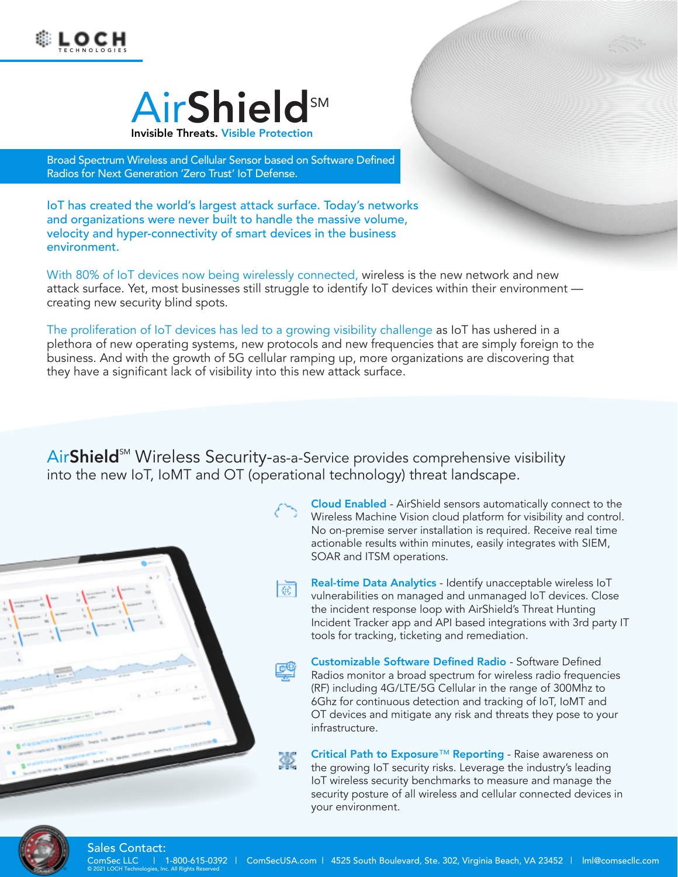LOCH TECHNOLOGIES

# AirShield℠

**Invisible Threats. Visible Protection**

Broad Spectrum Wireless and Cellular Sensor based on Software Defined Radios for Next Generation 'Zero Trust' IoT Defense.

IoT has created the world's largest attack surface. Today's networks and organizations were never built to handle the massive volume, velocity and hyper-connectivity of smart devices in the business environment.

With 80% of IoT devices now being wirelessly connected, wireless is the new network and new attack surface. Yet, most businesses still struggle to identify IoT devices within their environment — creating new security blind spots.

The proliferation of IoT devices has led to a growing visibility challenge as IoT has ushered in a plethora of new operating systems, new protocols and new frequencies that are simply foreign to the business. And with the growth of 5G cellular ramping up, more organizations are discovering that they have a significant lack of visibility into this new attack surface.

## AirShield℠ Wireless Security-as-a-Service provides comprehensive visibility into the new IoT, IoMT and OT (operational technology) threat landscape.

**Cloud Enabled** - AirShield sensors automatically connect to the Wireless Machine Vision cloud platform for visibility and control. No on-premise server installation is required. Receive real time actionable results within minutes, easily integrates with SIEM, SOAR and ITSM operations.

**Real-time Data Analytics** - Identify unacceptable wireless IoT vulnerabilities on managed and unmanaged IoT devices. Close the incident response loop with AirShield's Threat Hunting Incident Tracker app and API based integrations with 3rd party IT tools for tracking, ticketing and remediation.

**Customizable Software Defined Radio** - Software Defined Radios monitor a broad spectrum for wireless radio frequencies (RF) including 4G/LTE/5G Cellular in the range of 300Mhz to 6Ghz for continuous detection and tracking of IoT, IoMT and OT devices and mitigate any risk and threats they pose to your infrastructure.

**Critical Path to Exposure™ Reporting** - Raise awareness on the growing IoT security risks. Leverage the industry's leading IoT wireless security benchmarks to measure and manage the security posture of all wireless and cellular connected devices in your environment.

**Sales Contact:**
ComSec LLC | 1-800-615-0392 | ComSecUSA.com | 4525 South Boulevard, Ste. 302, Virginia Beach, VA 23452 | lml@comsecllc.com

© 2021 LOCH Technologies, Inc. All Rights Reserved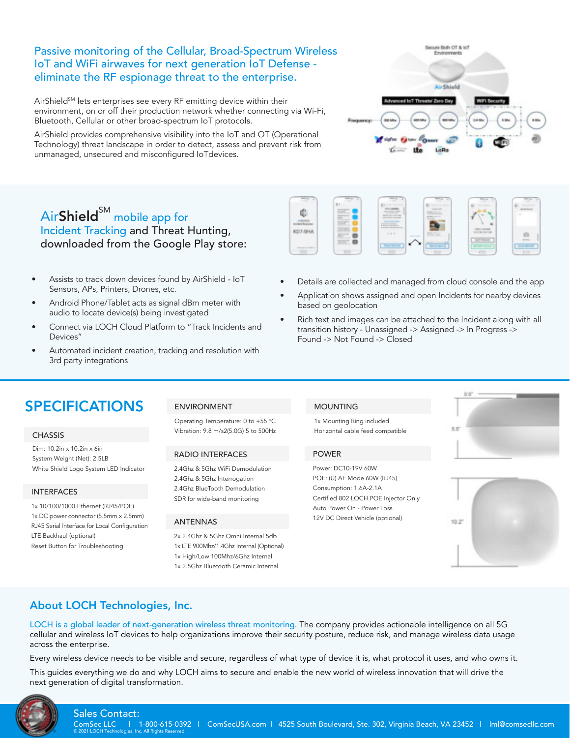## Passive monitoring of the Cellular, Broad-Spectrum Wireless IoT and WiFi airwaves for next generation IoT Defense - eliminate the RF espionage threat to the enterprise.

AirShield[SM] lets enterprises see every RF emitting device within their environment, on or off their production network whether connecting via Wi-Fi, Bluetooth, Cellular or other broad-spectrum IoT protocols.

AirShield provides comprehensive visibility into the IoT and OT (Operational Technology) threat landscape in order to detect, assess and prevent risk from unmanaged, unsecured and misconfigured IoTdevices.

Secure Both OT & IoT Environments

AirShield

Advanced IoT Threats/ Zero Day

WiFi Security

Frequency: 300 MHz 600 MHz 900 MHz 2.4 Ghz 5 Ghz 6 Ghz

## AirShield[SM] mobile app for Incident Tracking and Threat Hunting, downloaded from the Google Play store:

- Assists to track down devices found by AirShield - IoT Sensors, APs, Printers, Drones, etc.
- Android Phone/Tablet acts as signal dBm meter with audio to locate device(s) being investigated
- Connect via LOCH Cloud Platform to "Track Incidents and Devices"
- Automated incident creation, tracking and resolution with 3rd party integrations
- Details are collected and managed from cloud console and the app
- Application shows assigned and open Incidents for nearby devices based on geolocation
- Rich text and images can be attached to the Incident along with all transition history - Unassigned -> Assigned -> In Progress -> Found -> Not Found -> Closed

# SPECIFICATIONS

### CHASSIS

Dim: 10.2in x 10.2in x 6in
System Weight (Net): 2.5LB
White Shield Logo System LED Indicator

### INTERFACES

1x 10/100/1000 Ethernet (RJ45/POE)
1x DC power connector (5.5mm x 2.5mm)
RJ45 Serial Interface for Local Configuration
LTE Backhaul (optional)
Reset Button for Troubleshooting

### ENVIRONMENT

Operating Temperature: 0 to +55 °C
Vibration: 9.8 m/s2(5.0G) 5 to 500Hz

### RADIO INTERFACES

2.4Ghz & 5Ghz WiFi Demodulation
2.4Ghz & 5Ghz Interrogation
2.4Ghz BlueTooth Demodulation
SDR for wide-band monitoring

### ANTENNAS

2x 2.4Ghz & 5Ghz Omni Internal 5db
1x LTE 900Mhz/1.4Ghz Internal (Optional)
1x High/Low 100Mhz/6Ghz Internal
1x 2.5Ghz Bluetooth Ceramic Internal

### MOUNTING

1x Mounting Ring included
Horizontal cable feed compatible

### POWER

Power: DC10-19V 60W
POE: (U) AF Mode 60W (RJ45)
Consumption: 1.6A-2.1A
Certified 802 LOCH POE Injector Only
Auto Power On - Power Loss
12V DC Direct Vehicle (optional)

0.5"
5.5"
10.2"

## About LOCH Technologies, Inc.

LOCH is a global leader of next-generation wireless threat monitoring. The company provides actionable intelligence on all 5G cellular and wireless IoT devices to help organizations improve their security posture, reduce risk, and manage wireless data usage across the enterprise.

Every wireless device needs to be visible and secure, regardless of what type of device it is, what protocol it uses, and who owns it.

This guides everything we do and why LOCH aims to secure and enable the new world of wireless innovation that will drive the next generation of digital transformation.

**Sales Contact:**
ComSec LLC | 1-800-615-0392 | ComSecUSA.com | 4525 South Boulevard, Ste. 302, Virginia Beach, VA 23452 | lml@comsecllc.com
© 2021 LOCH Technologies, Inc. All Rights Reserved